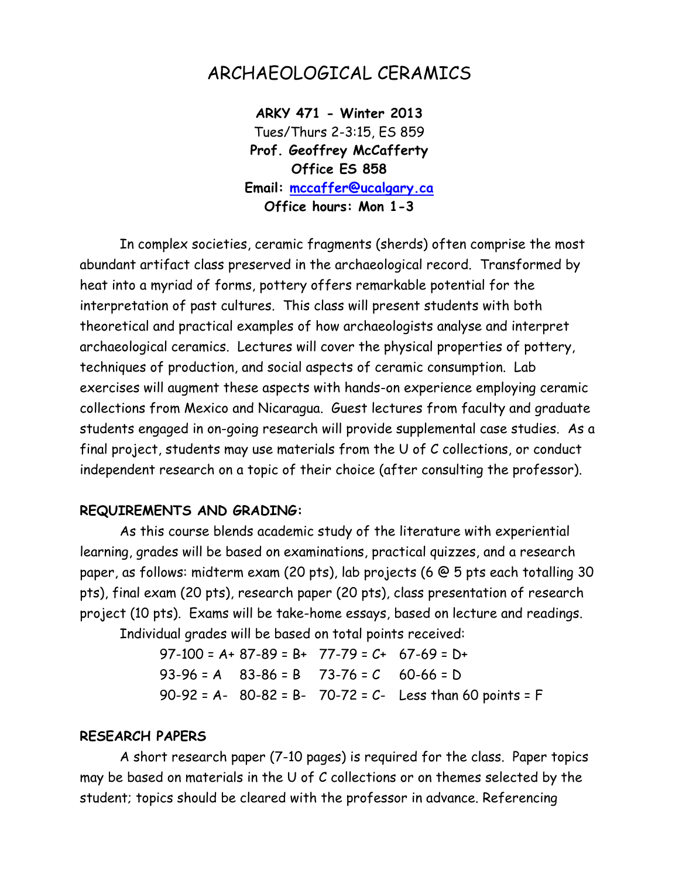# ARCHAEOLOGICAL CERAMICS

**ARKY 471 - Winter 2013**
Tues/Thurs 2-3:15, ES 859
**Prof. Geoffrey McCafferty**
**Office ES 858**
**Email: mccaffer@ucalgary.ca**
**Office hours: Mon 1-3**

In complex societies, ceramic fragments (sherds) often comprise the most abundant artifact class preserved in the archaeological record. Transformed by heat into a myriad of forms, pottery offers remarkable potential for the interpretation of past cultures. This class will present students with both theoretical and practical examples of how archaeologists analyse and interpret archaeological ceramics. Lectures will cover the physical properties of pottery, techniques of production, and social aspects of ceramic consumption. Lab exercises will augment these aspects with hands-on experience employing ceramic collections from Mexico and Nicaragua. Guest lectures from faculty and graduate students engaged in on-going research will provide supplemental case studies. As a final project, students may use materials from the U of C collections, or conduct independent research on a topic of their choice (after consulting the professor).

## REQUIREMENTS AND GRADING:

As this course blends academic study of the literature with experiential learning, grades will be based on examinations, practical quizzes, and a research paper, as follows: midterm exam (20 pts), lab projects (6 @ 5 pts each totalling 30 pts), final exam (20 pts), research paper (20 pts), class presentation of research project (10 pts). Exams will be take-home essays, based on lecture and readings.

Individual grades will be based on total points received:

| | | | |
|---|---|---|---|
| 97-100 = A+ | 87-89 = B+ | 77-79 = C+ | 67-69 = D+ |
| 93-96 = A | 83-86 = B | 73-76 = C | 60-66 = D |
| 90-92 = A- | 80-82 = B- | 70-72 = C- | Less than 60 points = F |

## RESEARCH PAPERS

A short research paper (7-10 pages) is required for the class. Paper topics may be based on materials in the U of C collections or on themes selected by the student; topics should be cleared with the professor in advance. Referencing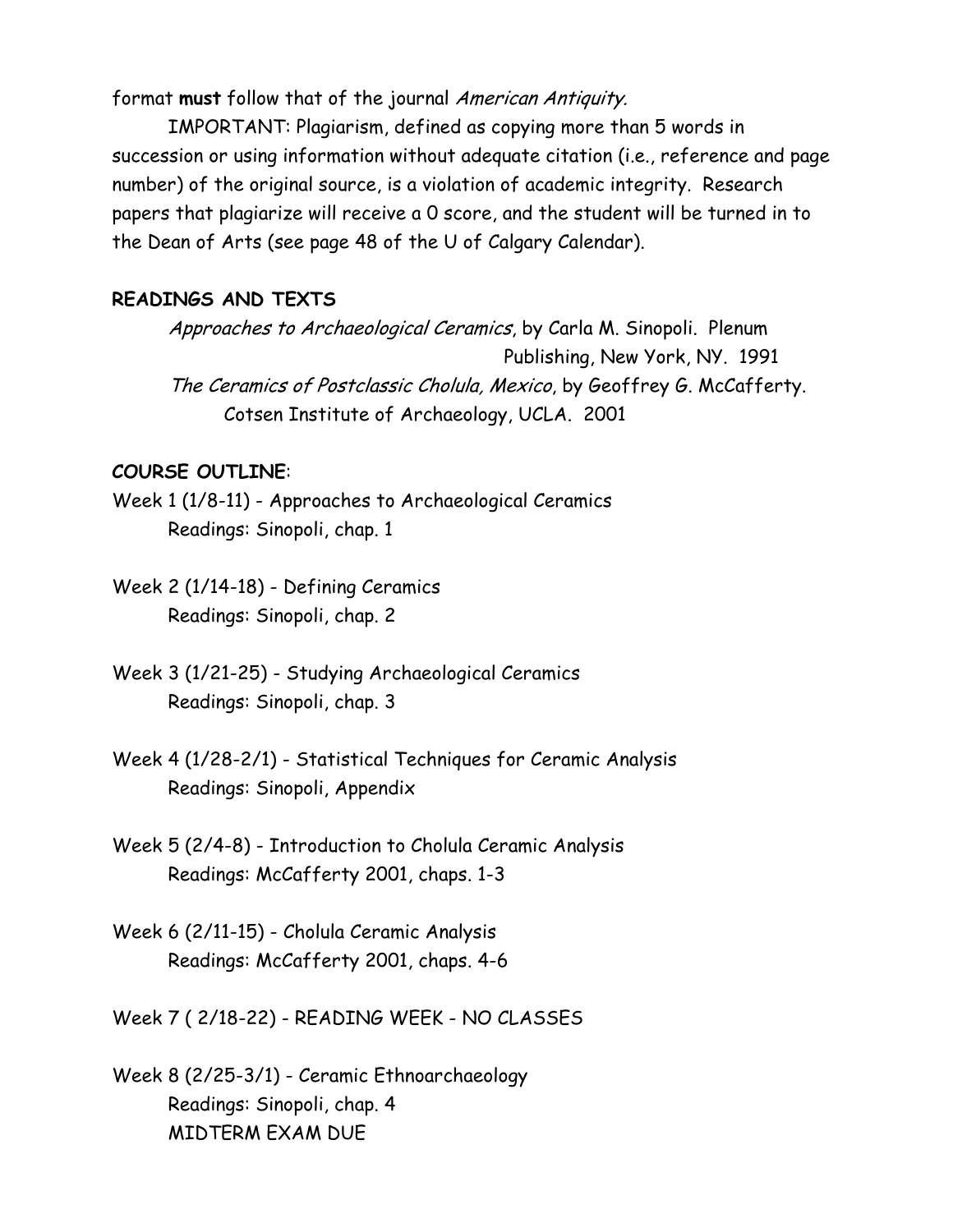format **must** follow that of the journal *American Antiquity.*

IMPORTANT: Plagiarism, defined as copying more than 5 words in succession or using information without adequate citation (i.e., reference and page number) of the original source, is a violation of academic integrity. Research papers that plagiarize will receive a 0 score, and the student will be turned in to the Dean of Arts (see page 48 of the U of Calgary Calendar).

**READINGS AND TEXTS**

*Approaches to Archaeological Ceramics*, by Carla M. Sinopoli. Plenum Publishing, New York, NY. 1991

*The Ceramics of Postclassic Cholula, Mexico*, by Geoffrey G. McCafferty. Cotsen Institute of Archaeology, UCLA. 2001

**COURSE OUTLINE**:

Week 1 (1/8-11) - Approaches to Archaeological Ceramics
Readings: Sinopoli, chap. 1

Week 2 (1/14-18) - Defining Ceramics
Readings: Sinopoli, chap. 2

Week 3 (1/21-25) - Studying Archaeological Ceramics
Readings: Sinopoli, chap. 3

Week 4 (1/28-2/1) - Statistical Techniques for Ceramic Analysis
Readings: Sinopoli, Appendix

Week 5 (2/4-8) - Introduction to Cholula Ceramic Analysis
Readings: McCafferty 2001, chaps. 1-3

Week 6 (2/11-15) - Cholula Ceramic Analysis
Readings: McCafferty 2001, chaps. 4-6

Week 7 ( 2/18-22) - READING WEEK - NO CLASSES

Week 8 (2/25-3/1) - Ceramic Ethnoarchaeology
Readings: Sinopoli, chap. 4
MIDTERM EXAM DUE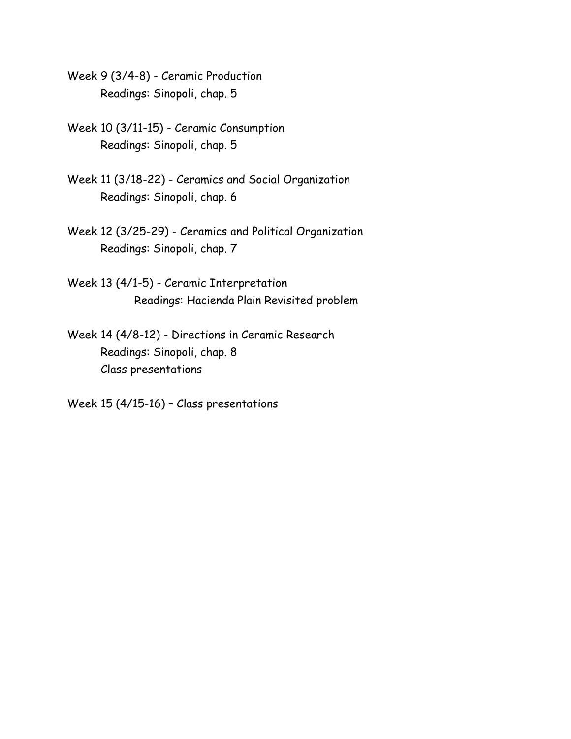Week 9 (3/4-8) - Ceramic Production
Readings: Sinopoli, chap. 5

Week 10 (3/11-15) - Ceramic Consumption
Readings: Sinopoli, chap. 5

Week 11 (3/18-22) - Ceramics and Social Organization
Readings: Sinopoli, chap. 6

Week 12 (3/25-29) - Ceramics and Political Organization
Readings: Sinopoli, chap. 7

Week 13 (4/1-5) - Ceramic Interpretation
Readings: Hacienda Plain Revisited problem

Week 14 (4/8-12) - Directions in Ceramic Research
Readings: Sinopoli, chap. 8
Class presentations

Week 15 (4/15-16) – Class presentations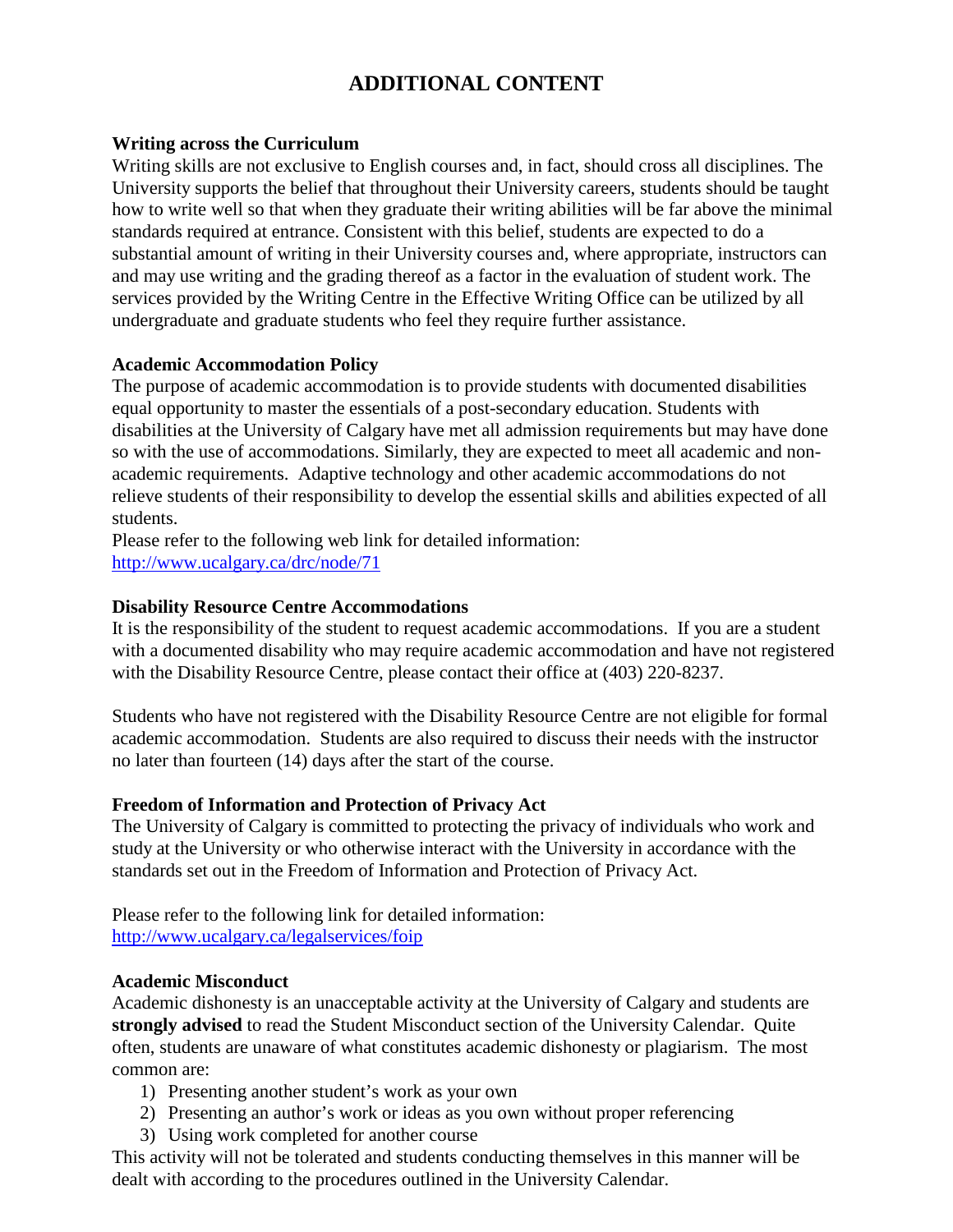# ADDITIONAL CONTENT

**Writing across the Curriculum**

Writing skills are not exclusive to English courses and, in fact, should cross all disciplines. The University supports the belief that throughout their University careers, students should be taught how to write well so that when they graduate their writing abilities will be far above the minimal standards required at entrance. Consistent with this belief, students are expected to do a substantial amount of writing in their University courses and, where appropriate, instructors can and may use writing and the grading thereof as a factor in the evaluation of student work. The services provided by the Writing Centre in the Effective Writing Office can be utilized by all undergraduate and graduate students who feel they require further assistance.

**Academic Accommodation Policy**

The purpose of academic accommodation is to provide students with documented disabilities equal opportunity to master the essentials of a post-secondary education. Students with disabilities at the University of Calgary have met all admission requirements but may have done so with the use of accommodations. Similarly, they are expected to meet all academic and non-academic requirements. Adaptive technology and other academic accommodations do not relieve students of their responsibility to develop the essential skills and abilities expected of all students.

Please refer to the following web link for detailed information: [http://www.ucalgary.ca/drc/node/71](http://www.ucalgary.ca/drc/node/71)

**Disability Resource Centre Accommodations**

It is the responsibility of the student to request academic accommodations. If you are a student with a documented disability who may require academic accommodation and have not registered with the Disability Resource Centre, please contact their office at (403) 220-8237.

Students who have not registered with the Disability Resource Centre are not eligible for formal academic accommodation. Students are also required to discuss their needs with the instructor no later than fourteen (14) days after the start of the course.

**Freedom of Information and Protection of Privacy Act**

The University of Calgary is committed to protecting the privacy of individuals who work and study at the University or who otherwise interact with the University in accordance with the standards set out in the Freedom of Information and Protection of Privacy Act.

Please refer to the following link for detailed information: [http://www.ucalgary.ca/legalservices/foip](http://www.ucalgary.ca/legalservices/foip)

**Academic Misconduct**

Academic dishonesty is an unacceptable activity at the University of Calgary and students are **strongly advised** to read the Student Misconduct section of the University Calendar. Quite often, students are unaware of what constitutes academic dishonesty or plagiarism. The most common are:

1) Presenting another student's work as your own
2) Presenting an author's work or ideas as you own without proper referencing
3) Using work completed for another course

This activity will not be tolerated and students conducting themselves in this manner will be dealt with according to the procedures outlined in the University Calendar.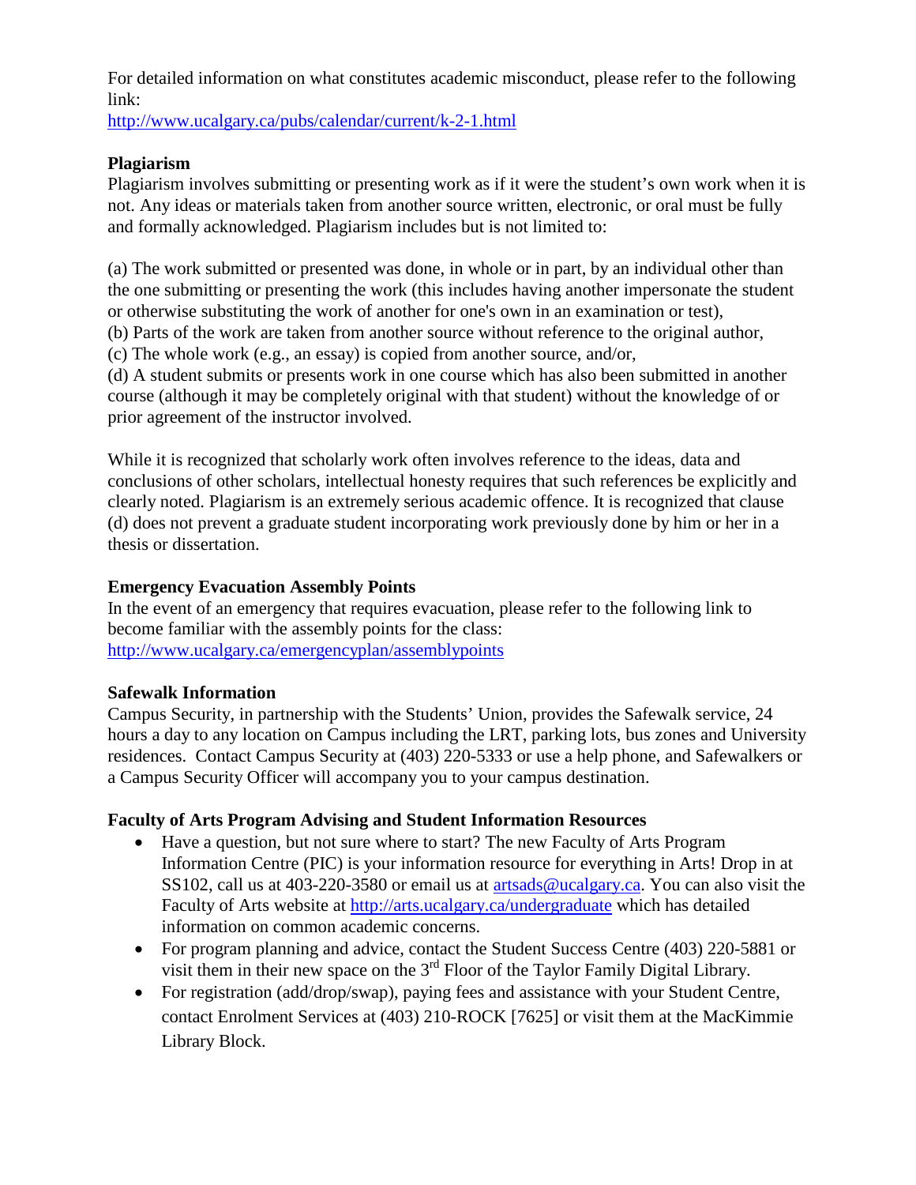For detailed information on what constitutes academic misconduct, please refer to the following link:
http://www.ucalgary.ca/pubs/calendar/current/k-2-1.html

**Plagiarism**
Plagiarism involves submitting or presenting work as if it were the student's own work when it is not. Any ideas or materials taken from another source written, electronic, or oral must be fully and formally acknowledged. Plagiarism includes but is not limited to:

(a) The work submitted or presented was done, in whole or in part, by an individual other than the one submitting or presenting the work (this includes having another impersonate the student or otherwise substituting the work of another for one's own in an examination or test),
(b) Parts of the work are taken from another source without reference to the original author,
(c) The whole work (e.g., an essay) is copied from another source, and/or,
(d) A student submits or presents work in one course which has also been submitted in another course (although it may be completely original with that student) without the knowledge of or prior agreement of the instructor involved.

While it is recognized that scholarly work often involves reference to the ideas, data and conclusions of other scholars, intellectual honesty requires that such references be explicitly and clearly noted. Plagiarism is an extremely serious academic offence. It is recognized that clause (d) does not prevent a graduate student incorporating work previously done by him or her in a thesis or dissertation.

**Emergency Evacuation Assembly Points**
In the event of an emergency that requires evacuation, please refer to the following link to become familiar with the assembly points for the class:
http://www.ucalgary.ca/emergencyplan/assemblypoints

**Safewalk Information**
Campus Security, in partnership with the Students' Union, provides the Safewalk service, 24 hours a day to any location on Campus including the LRT, parking lots, bus zones and University residences. Contact Campus Security at (403) 220-5333 or use a help phone, and Safewalkers or a Campus Security Officer will accompany you to your campus destination.

**Faculty of Arts Program Advising and Student Information Resources**

- Have a question, but not sure where to start? The new Faculty of Arts Program Information Centre (PIC) is your information resource for everything in Arts! Drop in at SS102, call us at 403-220-3580 or email us at artsads@ucalgary.ca. You can also visit the Faculty of Arts website at http://arts.ucalgary.ca/undergraduate which has detailed information on common academic concerns.
- For program planning and advice, contact the Student Success Centre (403) 220-5881 or visit them in their new space on the 3rd Floor of the Taylor Family Digital Library.
- For registration (add/drop/swap), paying fees and assistance with your Student Centre, contact Enrolment Services at (403) 210-ROCK [7625] or visit them at the MacKimmie Library Block.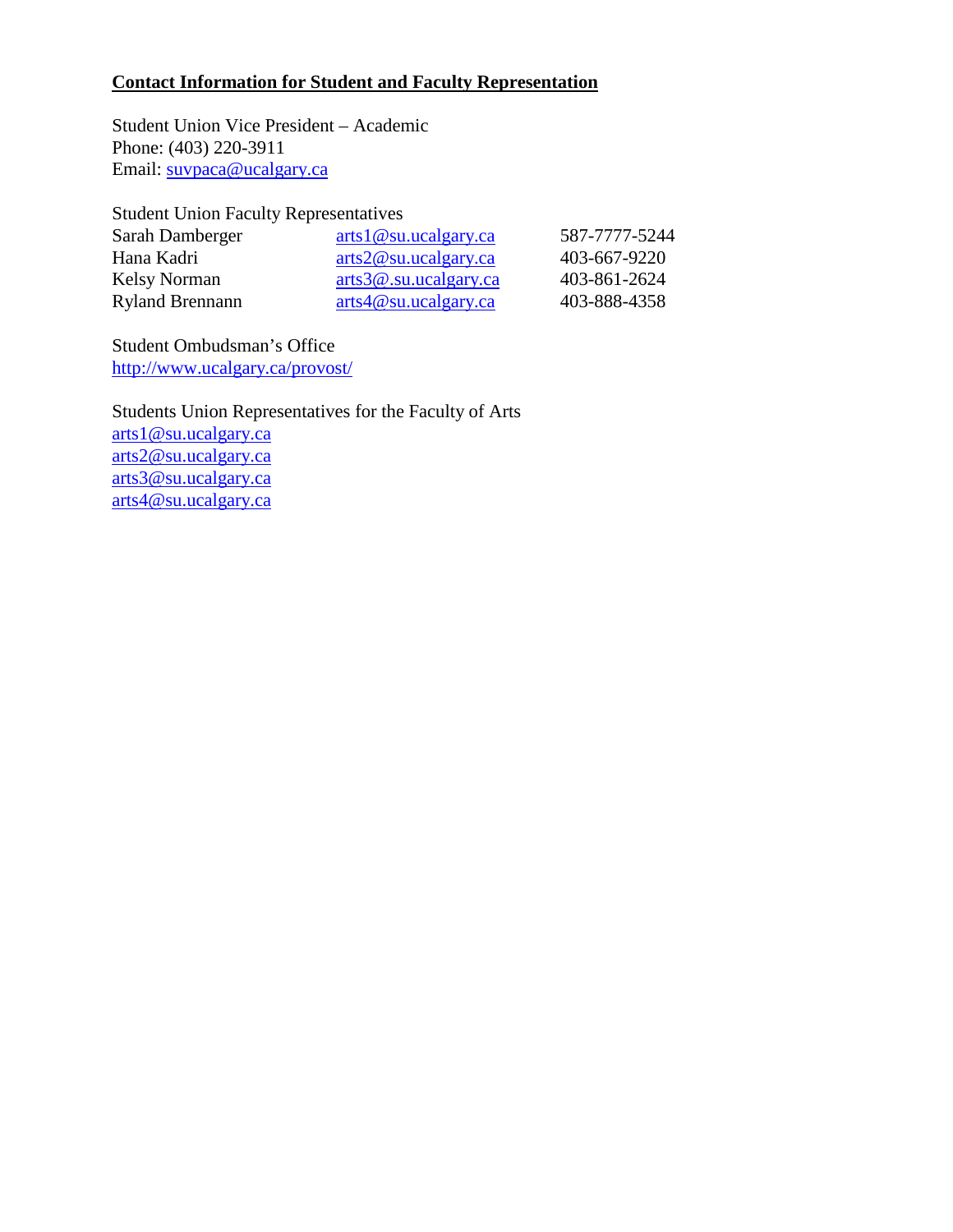**Contact Information for Student and Faculty Representation**

Student Union Vice President – Academic
Phone: (403) 220-3911
Email: suvpaca@ucalgary.ca

Student Union Faculty Representatives

| | | |
|---|---|---|
| Sarah Damberger | arts1@su.ucalgary.ca | 587-7777-5244 |
| Hana Kadri | arts2@su.ucalgary.ca | 403-667-9220 |
| Kelsy Norman | arts3@.su.ucalgary.ca | 403-861-2624 |
| Ryland Brennann | arts4@su.ucalgary.ca | 403-888-4358 |

Student Ombudsman's Office
http://www.ucalgary.ca/provost/

Students Union Representatives for the Faculty of Arts
arts1@su.ucalgary.ca
arts2@su.ucalgary.ca
arts3@su.ucalgary.ca
arts4@su.ucalgary.ca